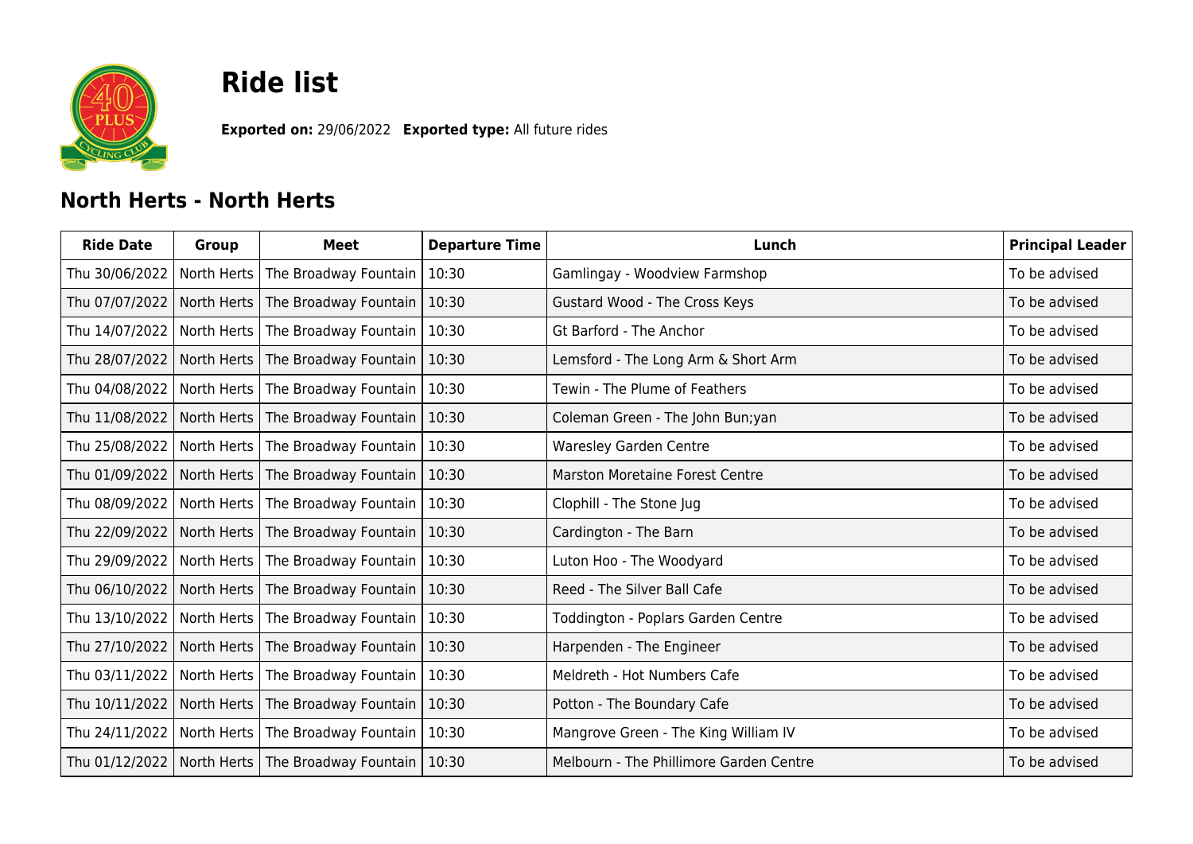# Ride list

**Exported on:** 29/06/2022 **Exported type:** All future rides

## North Herts - North Herts

| Ride Date | Group | Meet | Departure Time | Lunch | Principal Leader |
| --- | --- | --- | --- | --- | --- |
| Thu 30/06/2022 | North Herts | The Broadway Fountain | 10:30 | Gamlingay - Woodview Farmshop | To be advised |
| Thu 07/07/2022 | North Herts | The Broadway Fountain | 10:30 | Gustard Wood - The Cross Keys | To be advised |
| Thu 14/07/2022 | North Herts | The Broadway Fountain | 10:30 | Gt Barford - The Anchor | To be advised |
| Thu 28/07/2022 | North Herts | The Broadway Fountain | 10:30 | Lemsford - The Long Arm & Short Arm | To be advised |
| Thu 04/08/2022 | North Herts | The Broadway Fountain | 10:30 | Tewin - The Plume of Feathers | To be advised |
| Thu 11/08/2022 | North Herts | The Broadway Fountain | 10:30 | Coleman Green - The John Bun;yan | To be advised |
| Thu 25/08/2022 | North Herts | The Broadway Fountain | 10:30 | Waresley Garden Centre | To be advised |
| Thu 01/09/2022 | North Herts | The Broadway Fountain | 10:30 | Marston Moretaine Forest Centre | To be advised |
| Thu 08/09/2022 | North Herts | The Broadway Fountain | 10:30 | Clophill - The Stone Jug | To be advised |
| Thu 22/09/2022 | North Herts | The Broadway Fountain | 10:30 | Cardington - The Barn | To be advised |
| Thu 29/09/2022 | North Herts | The Broadway Fountain | 10:30 | Luton Hoo - The Woodyard | To be advised |
| Thu 06/10/2022 | North Herts | The Broadway Fountain | 10:30 | Reed - The Silver Ball Cafe | To be advised |
| Thu 13/10/2022 | North Herts | The Broadway Fountain | 10:30 | Toddington - Poplars Garden Centre | To be advised |
| Thu 27/10/2022 | North Herts | The Broadway Fountain | 10:30 | Harpenden - The Engineer | To be advised |
| Thu 03/11/2022 | North Herts | The Broadway Fountain | 10:30 | Meldreth - Hot Numbers Cafe | To be advised |
| Thu 10/11/2022 | North Herts | The Broadway Fountain | 10:30 | Potton - The Boundary Cafe | To be advised |
| Thu 24/11/2022 | North Herts | The Broadway Fountain | 10:30 | Mangrove Green - The King William IV | To be advised |
| Thu 01/12/2022 | North Herts | The Broadway Fountain | 10:30 | Melbourn - The Phillimore Garden Centre | To be advised |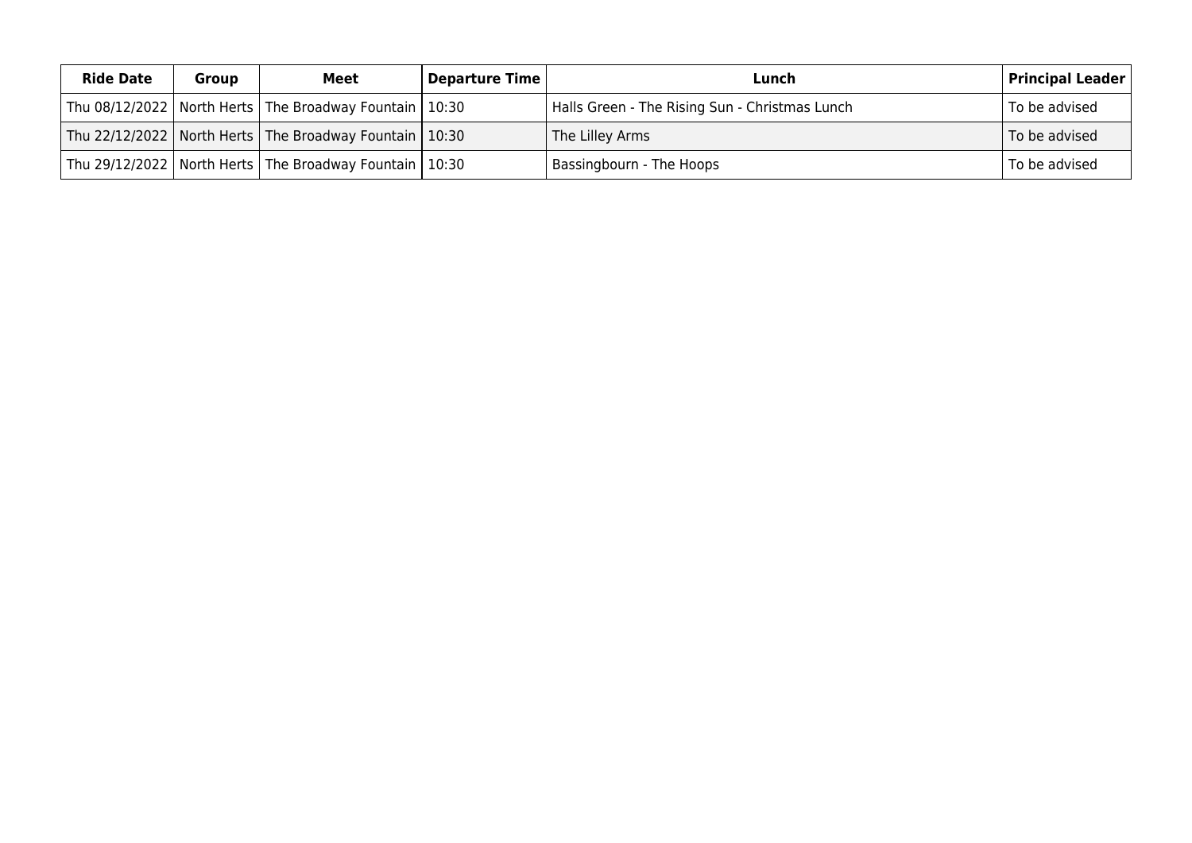| Ride Date | Group | Meet | Departure Time | Lunch | Principal Leader |
|---|---|---|---|---|---|
| Thu 08/12/2022 | North Herts | The Broadway Fountain | 10:30 | Halls Green - The Rising Sun - Christmas Lunch | To be advised |
| Thu 22/12/2022 | North Herts | The Broadway Fountain | 10:30 | The Lilley Arms | To be advised |
| Thu 29/12/2022 | North Herts | The Broadway Fountain | 10:30 | Bassingbourn - The Hoops | To be advised |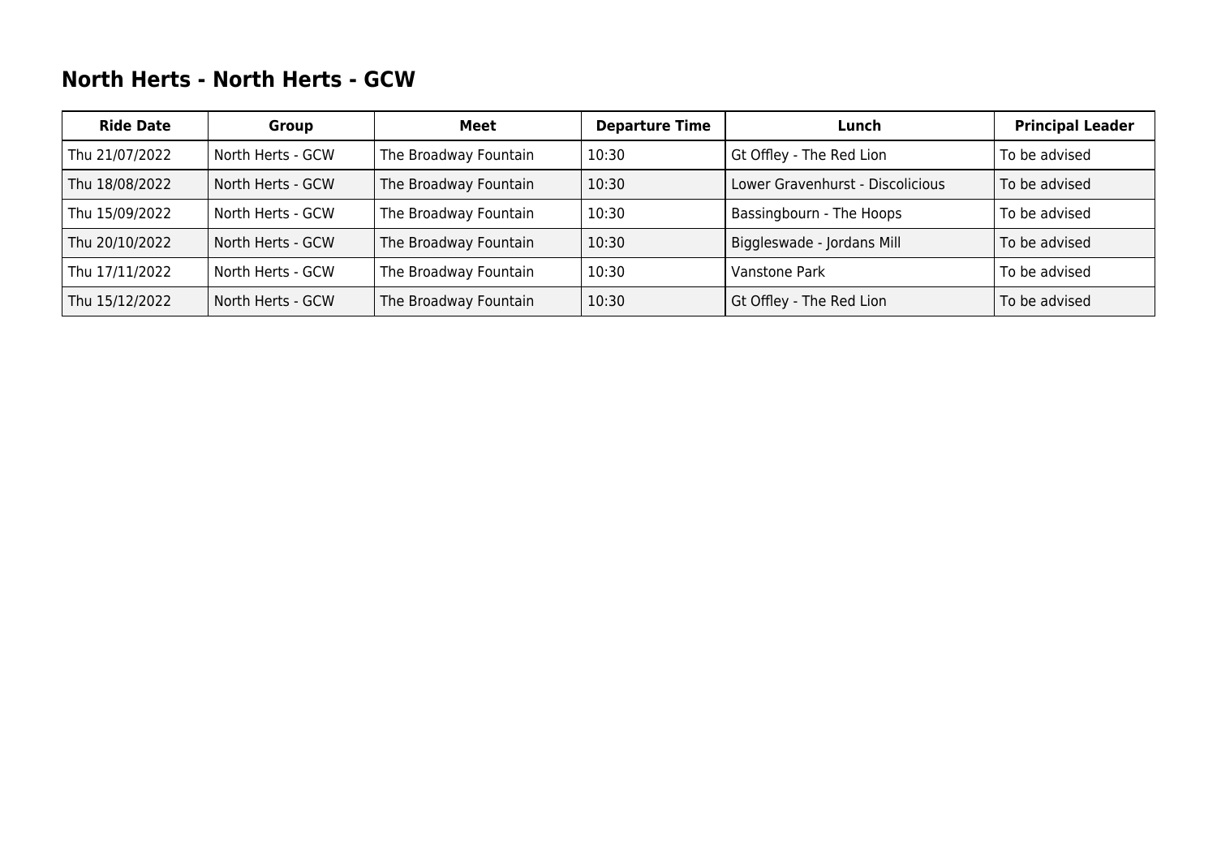## North Herts - North Herts - GCW

| Ride Date | Group | Meet | Departure Time | Lunch | Principal Leader |
|---|---|---|---|---|---|
| Thu 21/07/2022 | North Herts - GCW | The Broadway Fountain | 10:30 | Gt Offley - The Red Lion | To be advised |
| Thu 18/08/2022 | North Herts - GCW | The Broadway Fountain | 10:30 | Lower Gravenhurst - Discolicious | To be advised |
| Thu 15/09/2022 | North Herts - GCW | The Broadway Fountain | 10:30 | Bassingbourn - The Hoops | To be advised |
| Thu 20/10/2022 | North Herts - GCW | The Broadway Fountain | 10:30 | Biggleswade - Jordans Mill | To be advised |
| Thu 17/11/2022 | North Herts - GCW | The Broadway Fountain | 10:30 | Vanstone Park | To be advised |
| Thu 15/12/2022 | North Herts - GCW | The Broadway Fountain | 10:30 | Gt Offley - The Red Lion | To be advised |